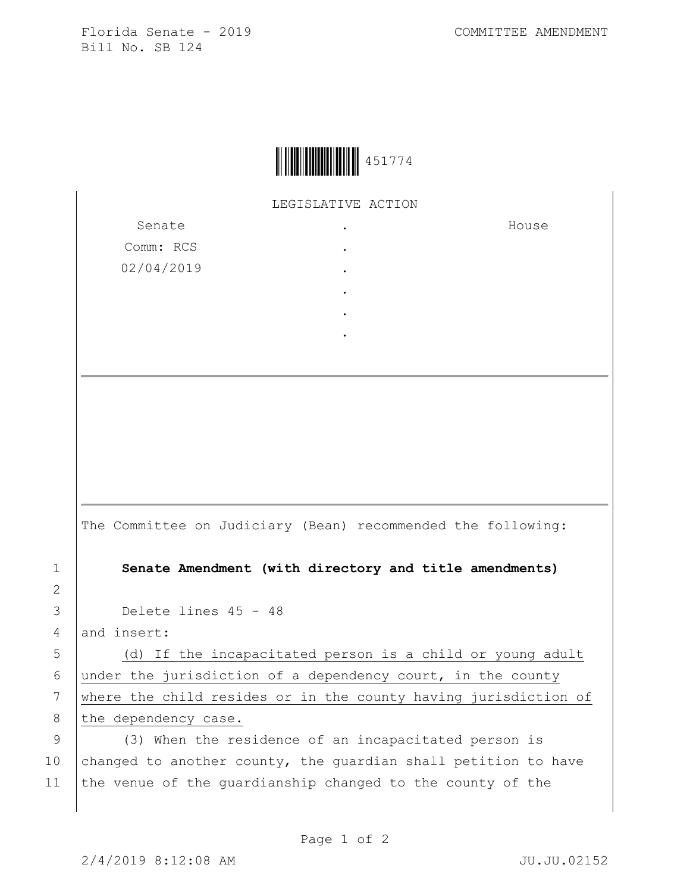Florida Senate - 2019
Bill No. SB 124

COMMITTEE AMENDMENT

451774

LEGISLATIVE ACTION

| Senate | . | House |
|---|---|---|
| Comm: RCS | . | |
| 02/04/2019 | . | |
| | . | |
| | . | |
| | . | |

The Committee on Judiciary (Bean) recommended the following:

1 **Senate Amendment (with directory and title amendments)**

2

3 Delete lines 45 - 48

4 and insert:

5 (d) If the incapacitated person is a child or young adult

6 under the jurisdiction of a dependency court, in the county

7 where the child resides or in the county having jurisdiction of

8 the dependency case.

9 (3) When the residence of an incapacitated person is

10 changed to another county, the guardian shall petition to have

11 the venue of the guardianship changed to the county of the

2/4/2019 8:12:08 AM JU.JU.02152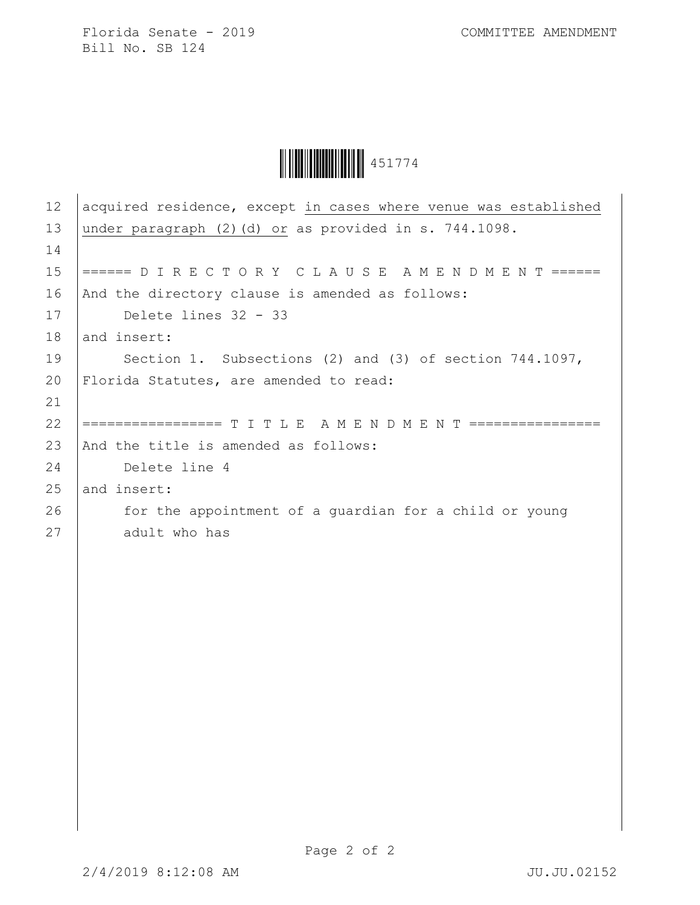acquired residence, except <u>in cases where venue was established under paragraph (2)(d) or</u> as provided in s. 744.1098.

====== D I R E C T O R Y C L A U S E A M E N D M E N T ======

And the directory clause is amended as follows:

Delete lines 32 - 33

and insert:

Section 1. Subsections (2) and (3) of section 744.1097, Florida Statutes, are amended to read:

================= T I T L E A M E N D M E N T ================

And the title is amended as follows:

Delete line 4

and insert:

for the appointment of a guardian for a child or young adult who has